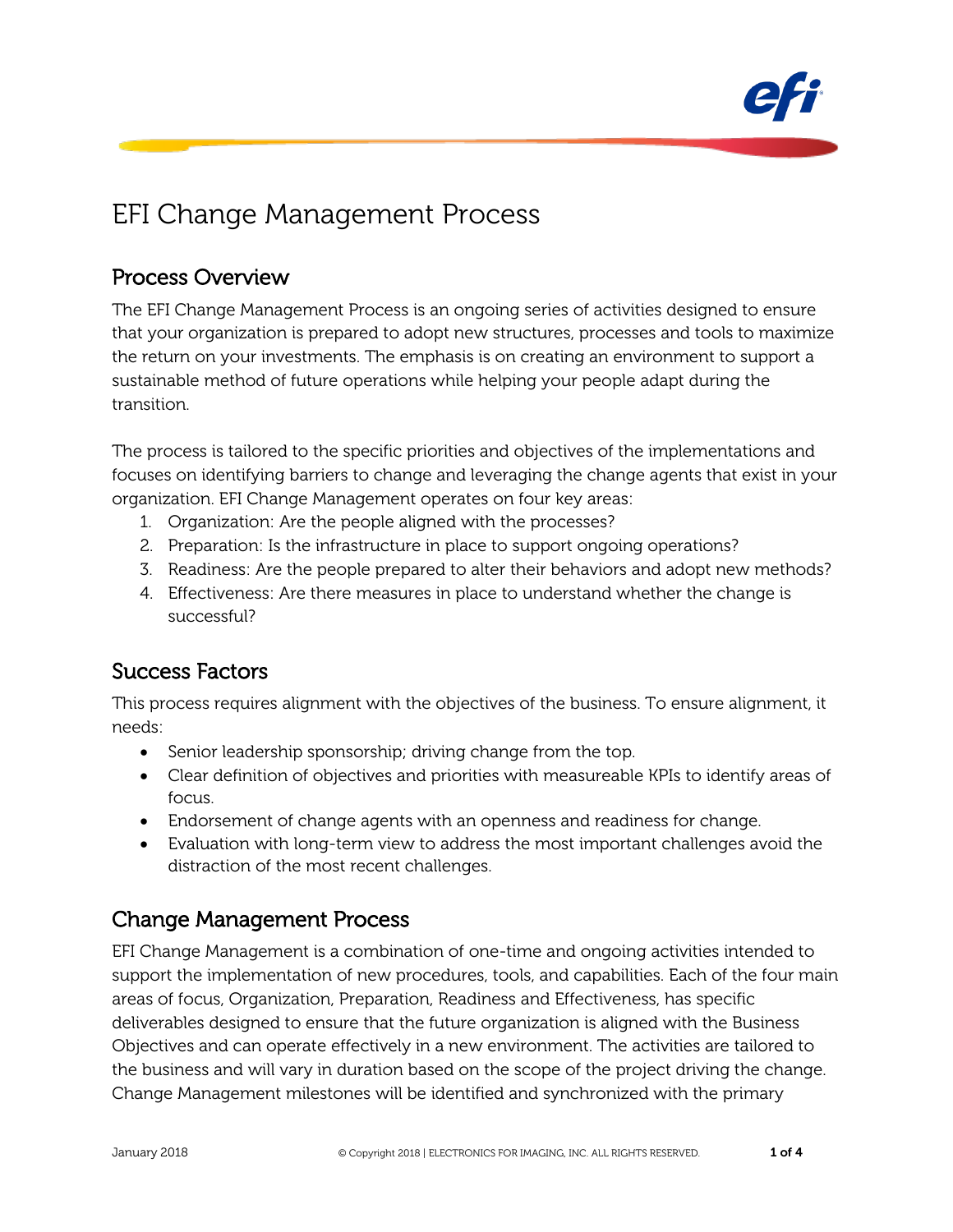# EFI Change Management Process

## Process Overview

The EFI Change Management Process is an ongoing series of activities designed to ensure that your organization is prepared to adopt new structures, processes and tools to maximize the return on your investments. The emphasis is on creating an environment to support a sustainable method of future operations while helping your people adapt during the transition.

The process is tailored to the specific priorities and objectives of the implementations and focuses on identifying barriers to change and leveraging the change agents that exist in your organization. EFI Change Management operates on four key areas:

1. Organization: Are the people aligned with the processes?
2. Preparation: Is the infrastructure in place to support ongoing operations?
3. Readiness: Are the people prepared to alter their behaviors and adopt new methods?
4. Effectiveness: Are there measures in place to understand whether the change is successful?

## Success Factors

This process requires alignment with the objectives of the business. To ensure alignment, it needs:

- Senior leadership sponsorship; driving change from the top.
- Clear definition of objectives and priorities with measureable KPIs to identify areas of focus.
- Endorsement of change agents with an openness and readiness for change.
- Evaluation with long-term view to address the most important challenges avoid the distraction of the most recent challenges.

## Change Management Process

EFI Change Management is a combination of one-time and ongoing activities intended to support the implementation of new procedures, tools, and capabilities. Each of the four main areas of focus, Organization, Preparation, Readiness and Effectiveness, has specific deliverables designed to ensure that the future organization is aligned with the Business Objectives and can operate effectively in a new environment. The activities are tailored to the business and will vary in duration based on the scope of the project driving the change. Change Management milestones will be identified and synchronized with the primary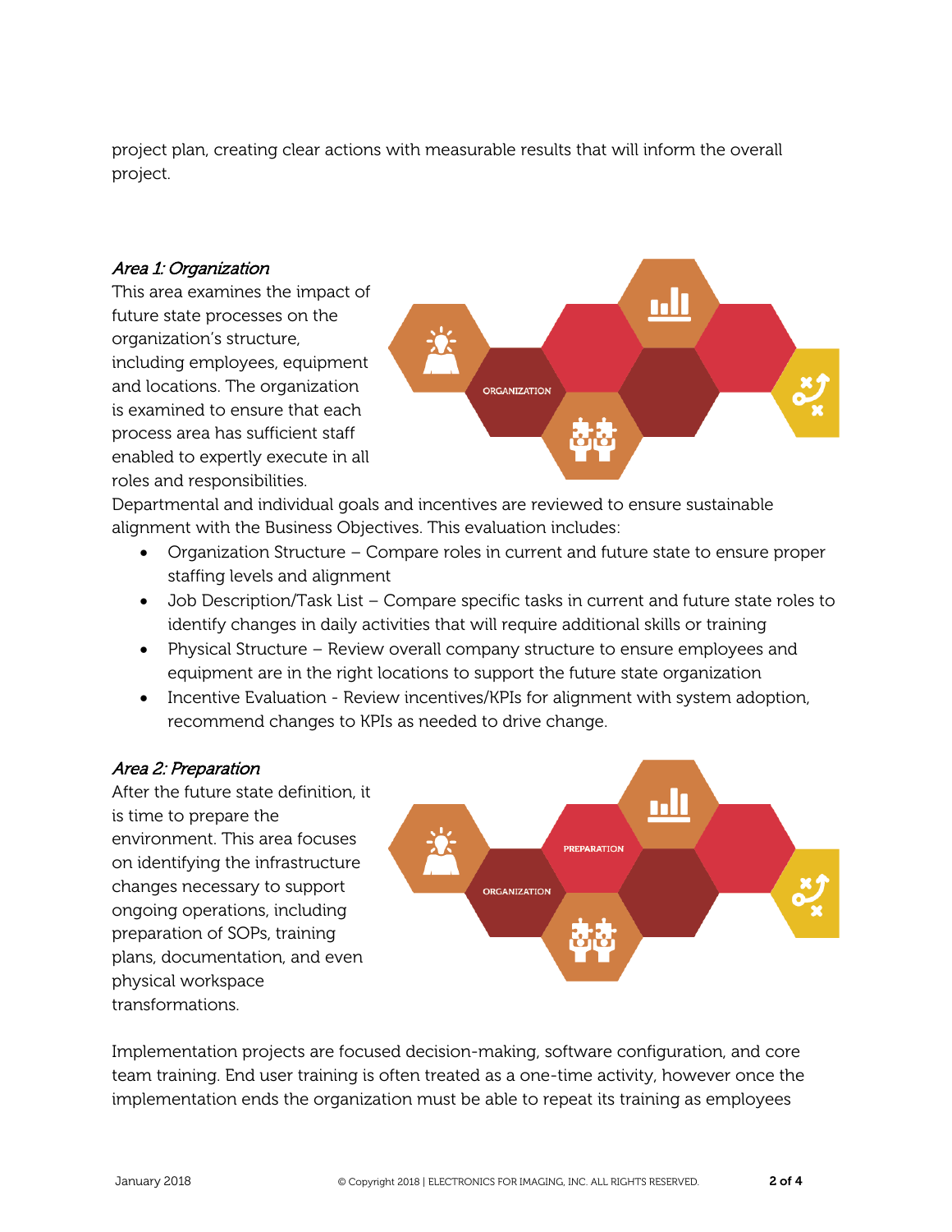project plan, creating clear actions with measurable results that will inform the overall project.

### *Area 1: Organization*

This area examines the impact of future state processes on the organization's structure, including employees, equipment and locations. The organization is examined to ensure that each process area has sufficient staff enabled to expertly execute in all roles and responsibilities. Departmental and individual goals and incentives are reviewed to ensure sustainable alignment with the Business Objectives. This evaluation includes:

- Organization Structure – Compare roles in current and future state to ensure proper staffing levels and alignment
- Job Description/Task List – Compare specific tasks in current and future state roles to identify changes in daily activities that will require additional skills or training
- Physical Structure – Review overall company structure to ensure employees and equipment are in the right locations to support the future state organization
- Incentive Evaluation - Review incentives/KPIs for alignment with system adoption, recommend changes to KPIs as needed to drive change.

### *Area 2: Preparation*

After the future state definition, it is time to prepare the environment. This area focuses on identifying the infrastructure changes necessary to support ongoing operations, including preparation of SOPs, training plans, documentation, and even physical workspace transformations.

Implementation projects are focused decision-making, software configuration, and core team training. End user training is often treated as a one-time activity, however once the implementation ends the organization must be able to repeat its training as employees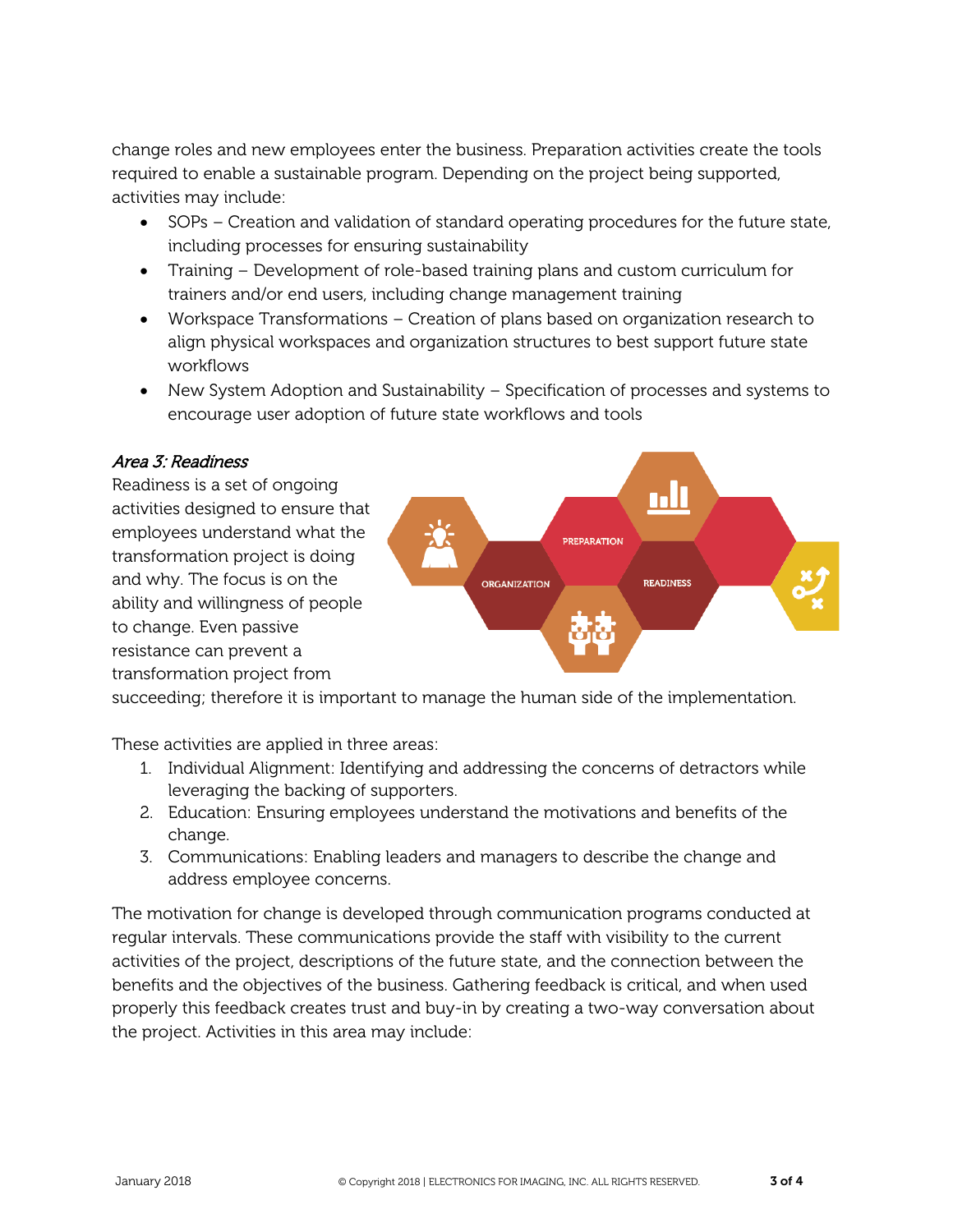change roles and new employees enter the business. Preparation activities create the tools required to enable a sustainable program. Depending on the project being supported, activities may include:

- SOPs – Creation and validation of standard operating procedures for the future state, including processes for ensuring sustainability
- Training – Development of role-based training plans and custom curriculum for trainers and/or end users, including change management training
- Workspace Transformations – Creation of plans based on organization research to align physical workspaces and organization structures to best support future state workflows
- New System Adoption and Sustainability – Specification of processes and systems to encourage user adoption of future state workflows and tools

### *Area 3: Readiness*

Readiness is a set of ongoing activities designed to ensure that employees understand what the transformation project is doing and why. The focus is on the ability and willingness of people to change. Even passive resistance can prevent a transformation project from succeeding; therefore it is important to manage the human side of the implementation.

These activities are applied in three areas:

1. Individual Alignment: Identifying and addressing the concerns of detractors while leveraging the backing of supporters.
2. Education: Ensuring employees understand the motivations and benefits of the change.
3. Communications: Enabling leaders and managers to describe the change and address employee concerns.

The motivation for change is developed through communication programs conducted at regular intervals. These communications provide the staff with visibility to the current activities of the project, descriptions of the future state, and the connection between the benefits and the objectives of the business. Gathering feedback is critical, and when used properly this feedback creates trust and buy-in by creating a two-way conversation about the project. Activities in this area may include: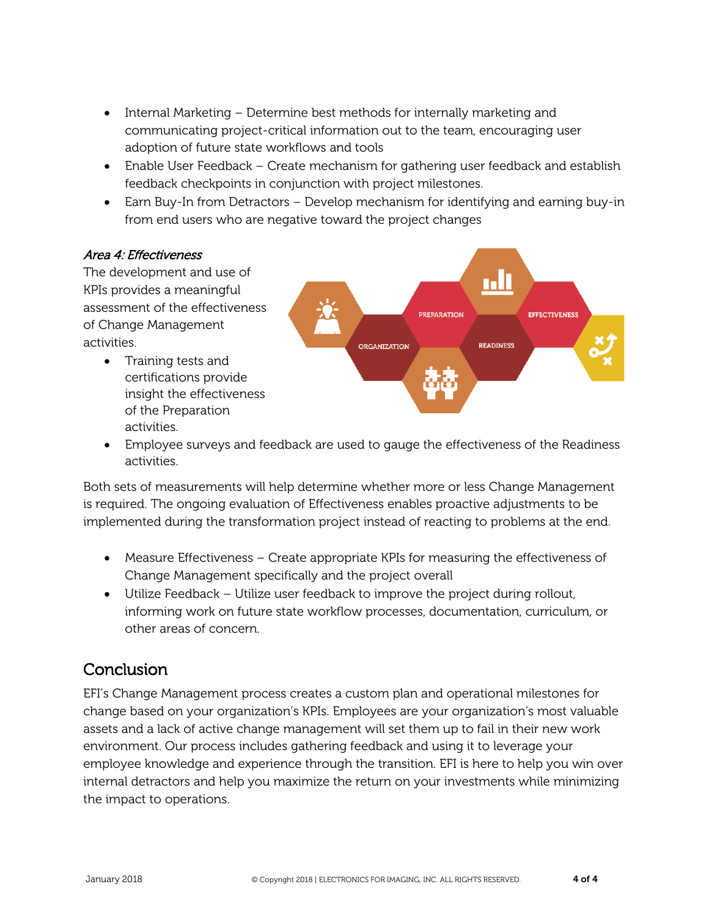- Internal Marketing – Determine best methods for internally marketing and communicating project-critical information out to the team, encouraging user adoption of future state workflows and tools
- Enable User Feedback – Create mechanism for gathering user feedback and establish feedback checkpoints in conjunction with project milestones.
- Earn Buy-In from Detractors – Develop mechanism for identifying and earning buy-in from end users who are negative toward the project changes

*Area 4: Effectiveness*

The development and use of KPIs provides a meaningful assessment of the effectiveness of Change Management activities.

PREPARATION

EFFECTIVENESS

ORGANIZATION

READINESS

- Training tests and certifications provide insight the effectiveness of the Preparation activities.
- Employee surveys and feedback are used to gauge the effectiveness of the Readiness activities.

Both sets of measurements will help determine whether more or less Change Management is required. The ongoing evaluation of Effectiveness enables proactive adjustments to be implemented during the transformation project instead of reacting to problems at the end.

- Measure Effectiveness – Create appropriate KPIs for measuring the effectiveness of Change Management specifically and the project overall
- Utilize Feedback – Utilize user feedback to improve the project during rollout, informing work on future state workflow processes, documentation, curriculum, or other areas of concern.

## Conclusion

EFI's Change Management process creates a custom plan and operational milestones for change based on your organization's KPIs. Employees are your organization's most valuable assets and a lack of active change management will set them up to fail in their new work environment. Our process includes gathering feedback and using it to leverage your employee knowledge and experience through the transition. EFI is here to help you win over internal detractors and help you maximize the return on your investments while minimizing the impact to operations.